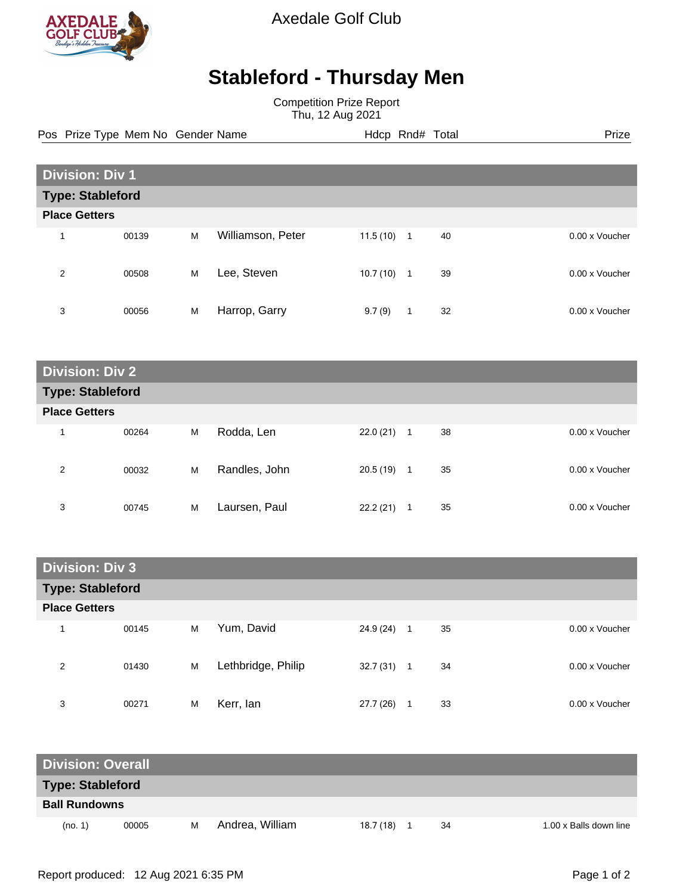Axedale Golf Club

# Stableford - Thursday Men

Competition Prize Report
Thu, 12 Aug 2021

| Pos | Prize Type | Mem No | Gender | Name | Hdcp | Rnd# | Total | Prize |
|---|---|---|---|---|---|---|---|---|
| **Division: Div 1** | | | | | | | | |
| **Type: Stableford** | | | | | | | | |
| **Place Getters** | | | | | | | | |
| 1 | | 00139 | M | Williamson, Peter | 11.5 (10) | 1 | 40 | 0.00 x Voucher |
| 2 | | 00508 | M | Lee, Steven | 10.7 (10) | 1 | 39 | 0.00 x Voucher |
| 3 | | 00056 | M | Harrop, Garry | 9.7 (9) | 1 | 32 | 0.00 x Voucher |
| **Division: Div 2** | | | | | | | | |
| **Type: Stableford** | | | | | | | | |
| **Place Getters** | | | | | | | | |
| 1 | | 00264 | M | Rodda, Len | 22.0 (21) | 1 | 38 | 0.00 x Voucher |
| 2 | | 00032 | M | Randles, John | 20.5 (19) | 1 | 35 | 0.00 x Voucher |
| 3 | | 00745 | M | Laursen, Paul | 22.2 (21) | 1 | 35 | 0.00 x Voucher |
| **Division: Div 3** | | | | | | | | |
| **Type: Stableford** | | | | | | | | |
| **Place Getters** | | | | | | | | |
| 1 | | 00145 | M | Yum, David | 24.9 (24) | 1 | 35 | 0.00 x Voucher |
| 2 | | 01430 | M | Lethbridge, Philip | 32.7 (31) | 1 | 34 | 0.00 x Voucher |
| 3 | | 00271 | M | Kerr, Ian | 27.7 (26) | 1 | 33 | 0.00 x Voucher |
| **Division: Overall** | | | | | | | | |
| **Type: Stableford** | | | | | | | | |
| **Ball Rundowns** | | | | | | | | |
| (no. 1) | | 00005 | M | Andrea, William | 18.7 (18) | 1 | 34 | 1.00 x Balls down line |

Report produced: 12 Aug 2021 6:35 PM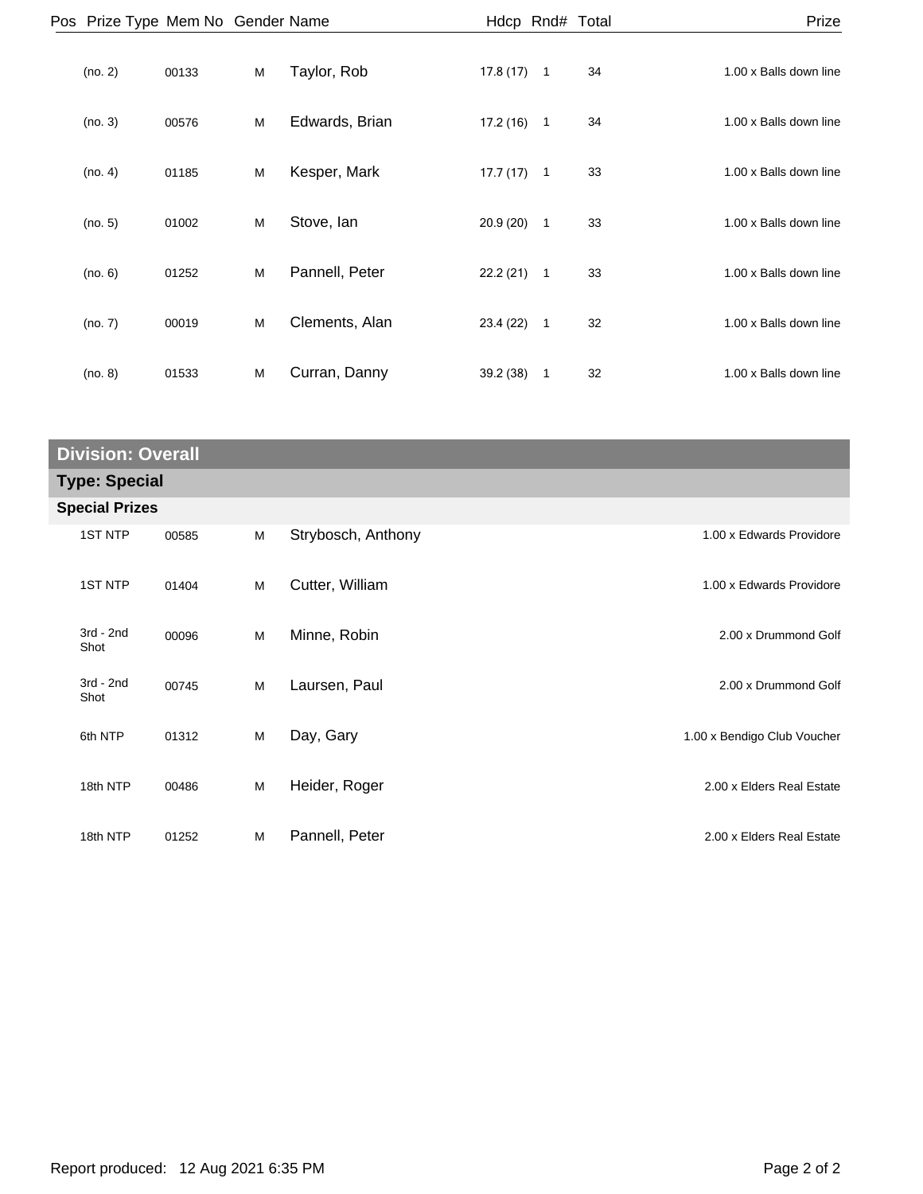| Pos | Prize Type | Mem No | Gender | Name | Hdcp | Rnd# | Total | Prize |
|---|---|---|---|---|---|---|---|---|
| | (no. 2) | 00133 | M | Taylor, Rob | 17.8 (17) | 1 | 34 | 1.00 x Balls down line |
| | (no. 3) | 00576 | M | Edwards, Brian | 17.2 (16) | 1 | 34 | 1.00 x Balls down line |
| | (no. 4) | 01185 | M | Kesper, Mark | 17.7 (17) | 1 | 33 | 1.00 x Balls down line |
| | (no. 5) | 01002 | M | Stove, Ian | 20.9 (20) | 1 | 33 | 1.00 x Balls down line |
| | (no. 6) | 01252 | M | Pannell, Peter | 22.2 (21) | 1 | 33 | 1.00 x Balls down line |
| | (no. 7) | 00019 | M | Clements, Alan | 23.4 (22) | 1 | 32 | 1.00 x Balls down line |
| | (no. 8) | 01533 | M | Curran, Danny | 39.2 (38) | 1 | 32 | 1.00 x Balls down line |

## Division: Overall

### Type: Special

#### Special Prizes

| Prize Type | Mem No | Gender | Name | Prize |
|---|---|---|---|---|
| 1ST NTP | 00585 | M | Strybosch, Anthony | 1.00 x Edwards Providore |
| 1ST NTP | 01404 | M | Cutter, William | 1.00 x Edwards Providore |
| 3rd - 2nd Shot | 00096 | M | Minne, Robin | 2.00 x Drummond Golf |
| 3rd - 2nd Shot | 00745 | M | Laursen, Paul | 2.00 x Drummond Golf |
| 6th NTP | 01312 | M | Day, Gary | 1.00 x Bendigo Club Voucher |
| 18th NTP | 00486 | M | Heider, Roger | 2.00 x Elders Real Estate |
| 18th NTP | 01252 | M | Pannell, Peter | 2.00 x Elders Real Estate |

Report produced: 12 Aug 2021 6:35 PM